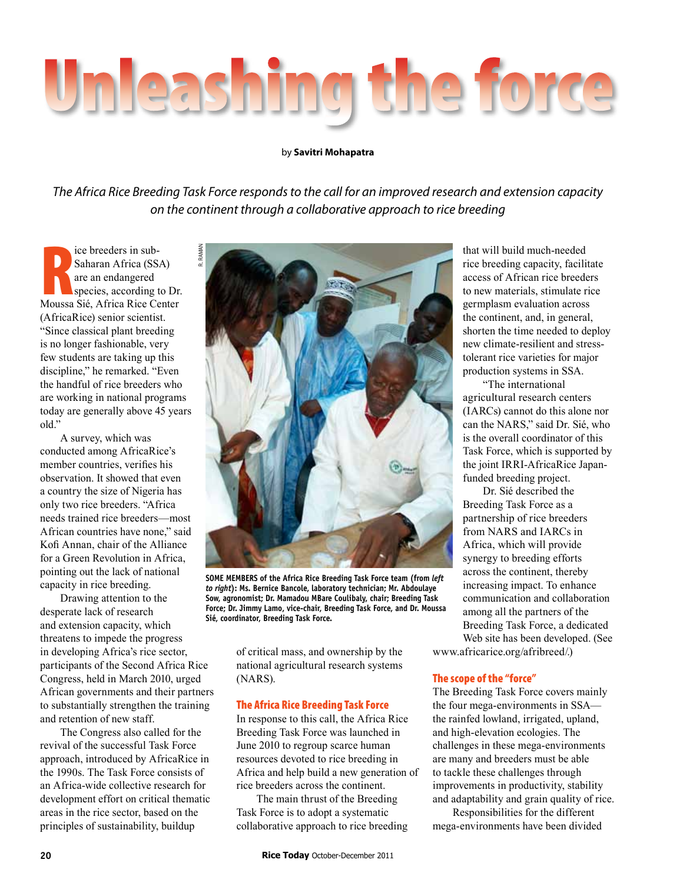# Unleashing the force

by **Savitri Mohapatra**

*The Africa Rice Breeding Task Force responds to the call for an improved research and extension capacity on the continent through a collaborative approach to rice breeding*

Rice breeders in sub-Saharan Africa (SSA) are an endangered species, according to Dr. Moussa Sié, Africa Rice Center (AfricaRice) senior scientist. "Since classical plant breeding is no longer fashionable, very few students are taking up this discipline," he remarked. "Even the handful of rice breeders who are working in national programs today are generally above 45 years old."

A survey, which was conducted among AfricaRice's member countries, verifies his observation. It showed that even a country the size of Nigeria has only two rice breeders. "Africa needs trained rice breeders—most African countries have none," said Kofi Annan, chair of the Alliance for a Green Revolution in Africa, pointing out the lack of national capacity in rice breeding.

Drawing attention to the desperate lack of research and extension capacity, which threatens to impede the progress in developing Africa's rice sector, participants of the Second Africa Rice Congress, held in March 2010, urged African governments and their partners to substantially strengthen the training and retention of new staff.

The Congress also called for the revival of the successful Task Force approach, introduced by AfricaRice in the 1990s. The Task Force consists of an Africa-wide collective research for development effort on critical thematic areas in the rice sector, based on the principles of sustainability, buildup of critical mass, and ownership by the national agricultural research systems (NARS).

R. RAMAN

**SOME MEMBERS of the Africa Rice Breeding Task Force team (from *left to right*): Ms. Bernice Bancole, laboratory technician; Mr. Abdoulaye Sow, agronomist; Dr. Mamadou MBare Coulibaly, chair; Breeding Task Force; Dr. Jimmy Lamo, vice-chair, Breeding Task Force, and Dr. Moussa Sié, coordinator, Breeding Task Force.**

## The Africa Rice Breeding Task Force

In response to this call, the Africa Rice Breeding Task Force was launched in June 2010 to regroup scarce human resources devoted to rice breeding in Africa and help build a new generation of rice breeders across the continent.

The main thrust of the Breeding Task Force is to adopt a systematic collaborative approach to rice breeding that will build much-needed rice breeding capacity, facilitate access of African rice breeders to new materials, stimulate rice germplasm evaluation across the continent, and, in general, shorten the time needed to deploy new climate-resilient and stress-tolerant rice varieties for major production systems in SSA.

"The international agricultural research centers (IARCs) cannot do this alone nor can the NARS," said Dr. Sié, who is the overall coordinator of this Task Force, which is supported by the joint IRRI-AfricaRice Japan-funded breeding project.

Dr. Sié described the Breeding Task Force as a partnership of rice breeders from NARS and IARCs in Africa, which will provide synergy to breeding efforts across the continent, thereby increasing impact. To enhance communication and collaboration among all the partners of the Breeding Task Force, a dedicated Web site has been developed. (See www.africarice.org/afribreed/.)

## The scope of the "force"

The Breeding Task Force covers mainly the four mega-environments in SSA—the rainfed lowland, irrigated, upland, and high-elevation ecologies. The challenges in these mega-environments are many and breeders must be able to tackle these challenges through improvements in productivity, stability and adaptability and grain quality of rice.

Responsibilities for the different mega-environments have been divided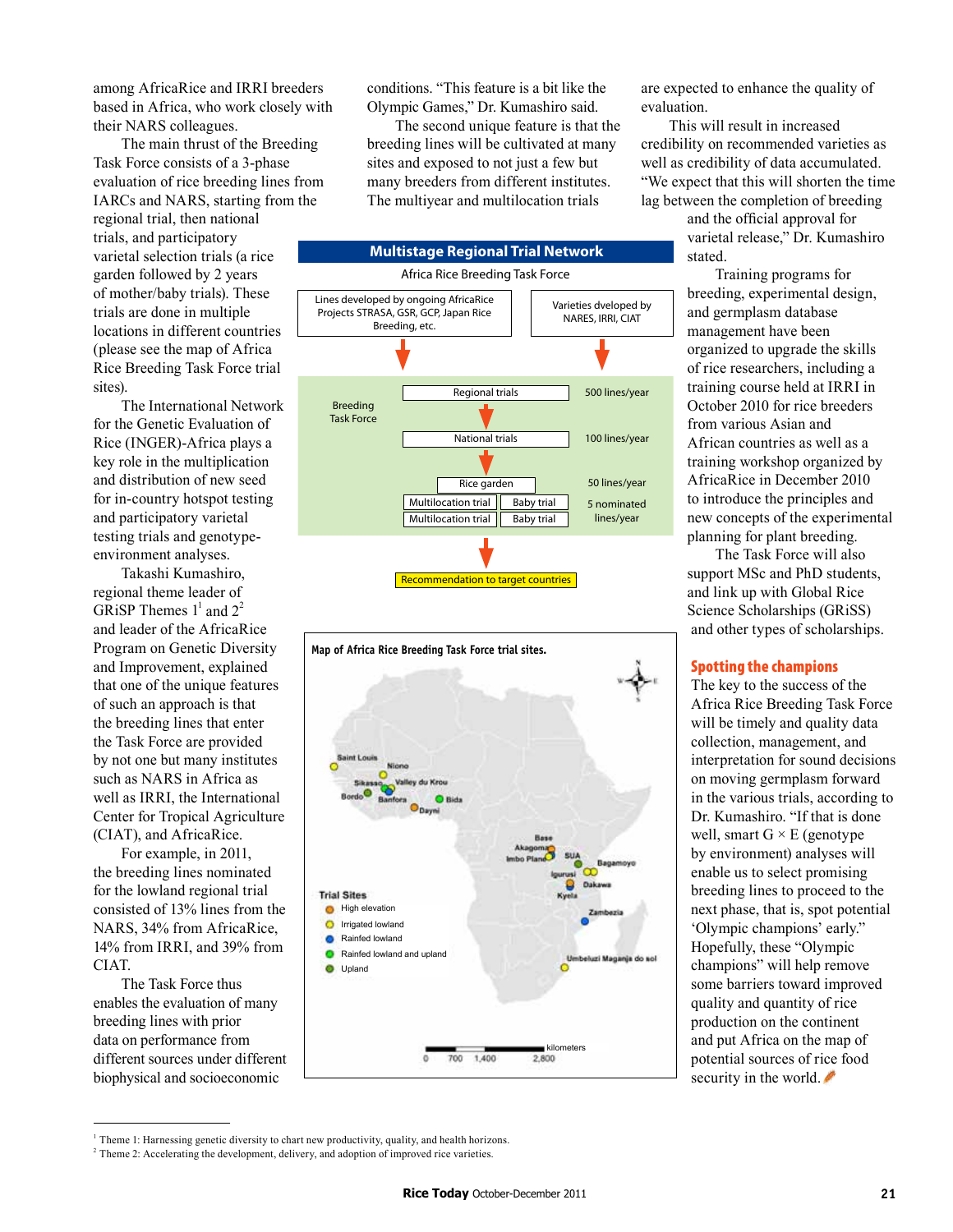among AfricaRice and IRRI breeders based in Africa, who work closely with their NARS colleagues.

The main thrust of the Breeding Task Force consists of a 3-phase evaluation of rice breeding lines from IARCs and NARS, starting from the regional trial, then national trials, and participatory varietal selection trials (a rice garden followed by 2 years of mother/baby trials). These trials are done in multiple locations in different countries (please see the map of Africa Rice Breeding Task Force trial sites).

The International Network for the Genetic Evaluation of Rice (INGER)-Africa plays a key role in the multiplication and distribution of new seed for in-country hotspot testing and participatory varietal testing trials and genotype-environment analyses.

Takashi Kumashiro, regional theme leader of GRiSP Themes 1[1] and 2[2] and leader of the AfricaRice Program on Genetic Diversity and Improvement, explained that one of the unique features of such an approach is that the breeding lines that enter the Task Force are provided by not one but many institutes such as NARS in Africa as well as IRRI, the International Center for Tropical Agriculture (CIAT), and AfricaRice.

For example, in 2011, the breeding lines nominated for the lowland regional trial consisted of 13% lines from the NARS, 34% from AfricaRice, 14% from IRRI, and 39% from CIAT.

The Task Force thus enables the evaluation of many breeding lines with prior data on performance from different sources under different biophysical and socioeconomic conditions. "This feature is a bit like the Olympic Games," Dr. Kumashiro said.

The second unique feature is that the breeding lines will be cultivated at many sites and exposed to not just a few but many breeders from different institutes. The multiyear and multilocation trials are expected to enhance the quality of evaluation.

This will result in increased credibility on recommended varieties as well as credibility of data accumulated. "We expect that this will shorten the time lag between the completion of breeding and the official approval for varietal release," Dr. Kumashiro stated.

Training programs for breeding, experimental design, and germplasm database management have been organized to upgrade the skills of rice researchers, including a training course held at IRRI in October 2010 for rice breeders from various Asian and African countries as well as a training workshop organized by AfricaRice in December 2010 to introduce the principles and new concepts of the experimental planning for plant breeding.

The Task Force will also support MSc and PhD students, and link up with Global Rice Science Scholarships (GRiSS) and other types of scholarships.

**Multistage Regional Trial Network**

Africa Rice Breeding Task Force

Lines developed by ongoing AfricaRice Projects STRASA, GSR, GCP, Japan Rice Breeding, etc.

Varieties dveloped by NARES, IRRI, CIAT

Breeding Task Force

Regional trials — 500 lines/year

National trials — 100 lines/year

Rice garden — 50 lines/year

Multilocation trial | Baby trial

Multilocation trial | Baby trial — 5 nominated lines/year

Recommendation to target countries

**Map of Africa Rice Breeding Task Force trial sites.**

Saint Louis
Niono
Sikasso
Valley du Krou
Bordo
Banfora
Bida
Dayni
Base
Akagoma
Imbo Plane
SUA
Bagamoyo
Igurusi
Dakawa
Kyela
Zambezia
Umbeluzi Maganja do sol

Trial Sites
High elevation
Irrigated lowland
Rainfed lowland
Rainfed lowland and upland
Upland

kilometers
0 700 1,400 2,800

## Spotting the champions

The key to the success of the Africa Rice Breeding Task Force will be timely and quality data collection, management, and interpretation for sound decisions on moving germplasm forward in the various trials, according to Dr. Kumashiro. "If that is done well, smart G × E (genotype by environment) analyses will enable us to select promising breeding lines to proceed to the next phase, that is, spot potential 'Olympic champions' early." Hopefully, these "Olympic champions" will help remove some barriers toward improved quality and quantity of rice production on the continent and put Africa on the map of potential sources of rice food security in the world.

---

[1] Theme 1: Harnessing genetic diversity to chart new productivity, quality, and health horizons.

[2] Theme 2: Accelerating the development, delivery, and adoption of improved rice varieties.